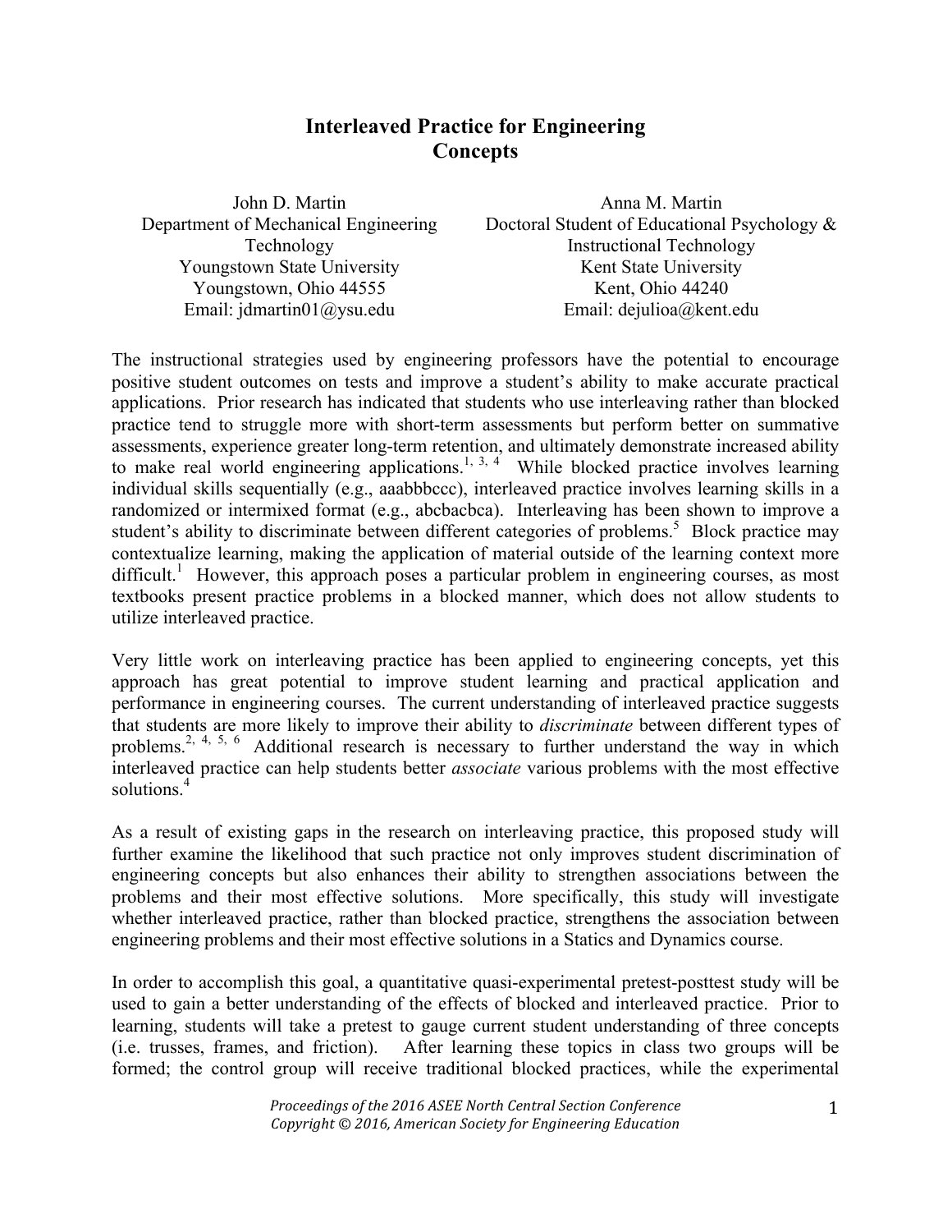# Interleaved Practice for Engineering Concepts

John D. Martin
Department of Mechanical Engineering Technology
Youngstown State University
Youngstown, Ohio 44555
Email: jdmartin01@ysu.edu

Anna M. Martin
Doctoral Student of Educational Psychology & Instructional Technology
Kent State University
Kent, Ohio 44240
Email: dejulioa@kent.edu

The instructional strategies used by engineering professors have the potential to encourage positive student outcomes on tests and improve a student's ability to make accurate practical applications. Prior research has indicated that students who use interleaving rather than blocked practice tend to struggle more with short-term assessments but perform better on summative assessments, experience greater long-term retention, and ultimately demonstrate increased ability to make real world engineering applications.[1, 3, 4] While blocked practice involves learning individual skills sequentially (e.g., aaabbbccc), interleaved practice involves learning skills in a randomized or intermixed format (e.g., abcbacbca). Interleaving has been shown to improve a student's ability to discriminate between different categories of problems.[5] Block practice may contextualize learning, making the application of material outside of the learning context more difficult.[1] However, this approach poses a particular problem in engineering courses, as most textbooks present practice problems in a blocked manner, which does not allow students to utilize interleaved practice.

Very little work on interleaving practice has been applied to engineering concepts, yet this approach has great potential to improve student learning and practical application and performance in engineering courses. The current understanding of interleaved practice suggests that students are more likely to improve their ability to *discriminate* between different types of problems.[2, 4, 5, 6] Additional research is necessary to further understand the way in which interleaved practice can help students better *associate* various problems with the most effective solutions.[4]

As a result of existing gaps in the research on interleaving practice, this proposed study will further examine the likelihood that such practice not only improves student discrimination of engineering concepts but also enhances their ability to strengthen associations between the problems and their most effective solutions. More specifically, this study will investigate whether interleaved practice, rather than blocked practice, strengthens the association between engineering problems and their most effective solutions in a Statics and Dynamics course.

In order to accomplish this goal, a quantitative quasi-experimental pretest-posttest study will be used to gain a better understanding of the effects of blocked and interleaved practice. Prior to learning, students will take a pretest to gauge current student understanding of three concepts (i.e. trusses, frames, and friction). After learning these topics in class two groups will be formed; the control group will receive traditional blocked practices, while the experimental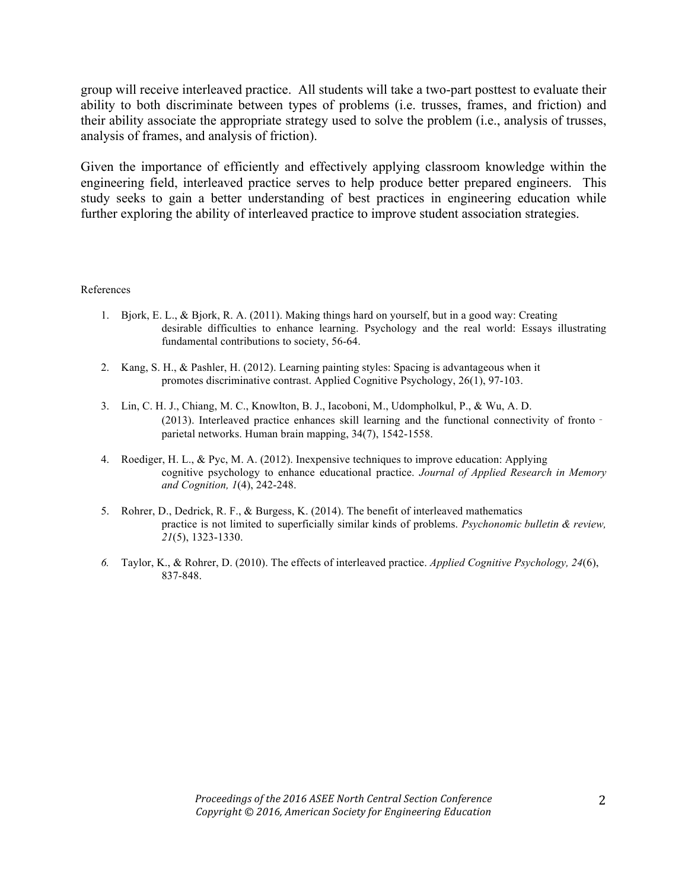group will receive interleaved practice. All students will take a two-part posttest to evaluate their ability to both discriminate between types of problems (i.e. trusses, frames, and friction) and their ability associate the appropriate strategy used to solve the problem (i.e., analysis of trusses, analysis of frames, and analysis of friction).

Given the importance of efficiently and effectively applying classroom knowledge within the engineering field, interleaved practice serves to help produce better prepared engineers. This study seeks to gain a better understanding of best practices in engineering education while further exploring the ability of interleaved practice to improve student association strategies.

References

1. Bjork, E. L., & Bjork, R. A. (2011). Making things hard on yourself, but in a good way: Creating desirable difficulties to enhance learning. Psychology and the real world: Essays illustrating fundamental contributions to society, 56-64.

2. Kang, S. H., & Pashler, H. (2012). Learning painting styles: Spacing is advantageous when it promotes discriminative contrast. Applied Cognitive Psychology, 26(1), 97-103.

3. Lin, C. H. J., Chiang, M. C., Knowlton, B. J., Iacoboni, M., Udompholkul, P., & Wu, A. D. (2013). Interleaved practice enhances skill learning and the functional connectivity of fronto‐parietal networks. Human brain mapping, 34(7), 1542-1558.

4. Roediger, H. L., & Pyc, M. A. (2012). Inexpensive techniques to improve education: Applying cognitive psychology to enhance educational practice. *Journal of Applied Research in Memory and Cognition, 1*(4), 242-248.

5. Rohrer, D., Dedrick, R. F., & Burgess, K. (2014). The benefit of interleaved mathematics practice is not limited to superficially similar kinds of problems. *Psychonomic bulletin & review, 21*(5), 1323-1330.

6. Taylor, K., & Rohrer, D. (2010). The effects of interleaved practice. *Applied Cognitive Psychology, 24*(6), 837-848.